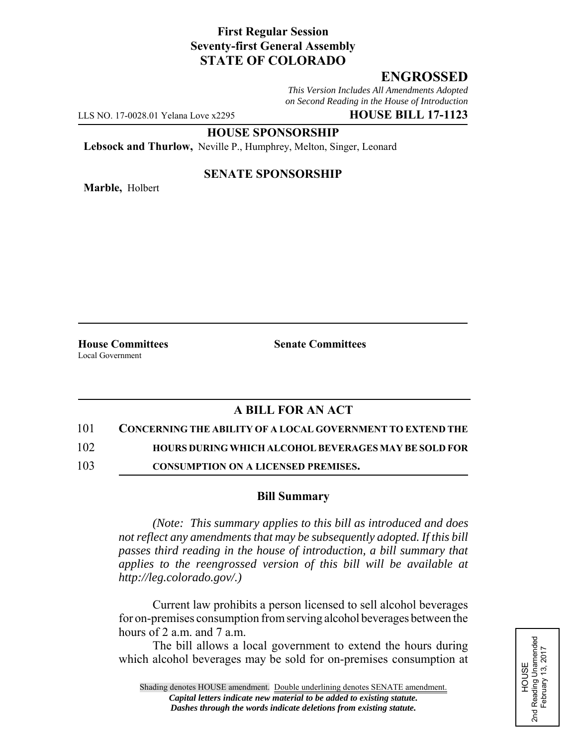**First Regular Session**
**Seventy-first General Assembly**
**STATE OF COLORADO**

# ENGROSSED

*This Version Includes All Amendments Adopted on Second Reading in the House of Introduction*

LLS NO. 17-0028.01 Yelana Love x2295 **HOUSE BILL 17-1123**

**HOUSE SPONSORSHIP**

**Lebsock and Thurlow,** Neville P., Humphrey, Melton, Singer, Leonard

**SENATE SPONSORSHIP**

**Marble,** Holbert

**House Committees**
Local Government

**Senate Committees**

## A BILL FOR AN ACT

101 **CONCERNING THE ABILITY OF A LOCAL GOVERNMENT TO EXTEND THE**
102 **HOURS DURING WHICH ALCOHOL BEVERAGES MAY BE SOLD FOR**
103 **CONSUMPTION ON A LICENSED PREMISES.**

### Bill Summary

*(Note: This summary applies to this bill as introduced and does not reflect any amendments that may be subsequently adopted. If this bill passes third reading in the house of introduction, a bill summary that applies to the reengrossed version of this bill will be available at http://leg.colorado.gov/.)*

Current law prohibits a person licensed to sell alcohol beverages for on-premises consumption from serving alcohol beverages between the hours of 2 a.m. and 7 a.m.

The bill allows a local government to extend the hours during which alcohol beverages may be sold for on-premises consumption at

HOUSE
2nd Reading Unamended
February 13, 2017

Shading denotes HOUSE amendment. Double underlining denotes SENATE amendment.
***Capital letters indicate new material to be added to existing statute.***
***Dashes through the words indicate deletions from existing statute.***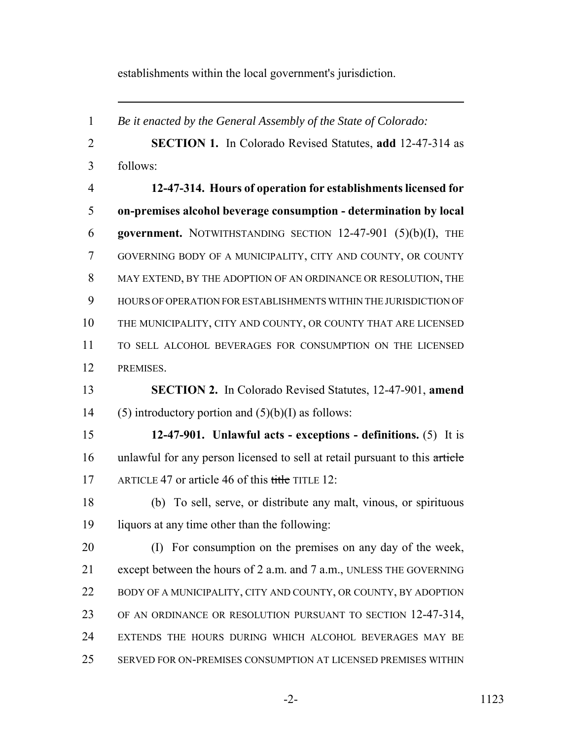establishments within the local government's jurisdiction.

---

1 *Be it enacted by the General Assembly of the State of Colorado:*

2 **SECTION 1.** In Colorado Revised Statutes, **add** 12-47-314 as
3 follows:

4 **12-47-314. Hours of operation for establishments licensed for**
5 **on-premises alcohol beverage consumption - determination by local**
6 **government.** NOTWITHSTANDING SECTION 12-47-901 (5)(b)(I), THE
7 GOVERNING BODY OF A MUNICIPALITY, CITY AND COUNTY, OR COUNTY
8 MAY EXTEND, BY THE ADOPTION OF AN ORDINANCE OR RESOLUTION, THE
9 HOURS OF OPERATION FOR ESTABLISHMENTS WITHIN THE JURISDICTION OF
10 THE MUNICIPALITY, CITY AND COUNTY, OR COUNTY THAT ARE LICENSED
11 TO SELL ALCOHOL BEVERAGES FOR CONSUMPTION ON THE LICENSED
12 PREMISES.

13 **SECTION 2.** In Colorado Revised Statutes, 12-47-901, **amend**
14 (5) introductory portion and (5)(b)(I) as follows:

15 **12-47-901. Unlawful acts - exceptions - definitions.** (5) It is
16 unlawful for any person licensed to sell at retail pursuant to this ~~article~~
17 ARTICLE 47 or article 46 of this ~~title~~ TITLE 12:

18 (b) To sell, serve, or distribute any malt, vinous, or spirituous
19 liquors at any time other than the following:

20 (I) For consumption on the premises on any day of the week,
21 except between the hours of 2 a.m. and 7 a.m., UNLESS THE GOVERNING
22 BODY OF A MUNICIPALITY, CITY AND COUNTY, OR COUNTY, BY ADOPTION
23 OF AN ORDINANCE OR RESOLUTION PURSUANT TO SECTION 12-47-314,
24 EXTENDS THE HOURS DURING WHICH ALCOHOL BEVERAGES MAY BE
25 SERVED FOR ON-PREMISES CONSUMPTION AT LICENSED PREMISES WITHIN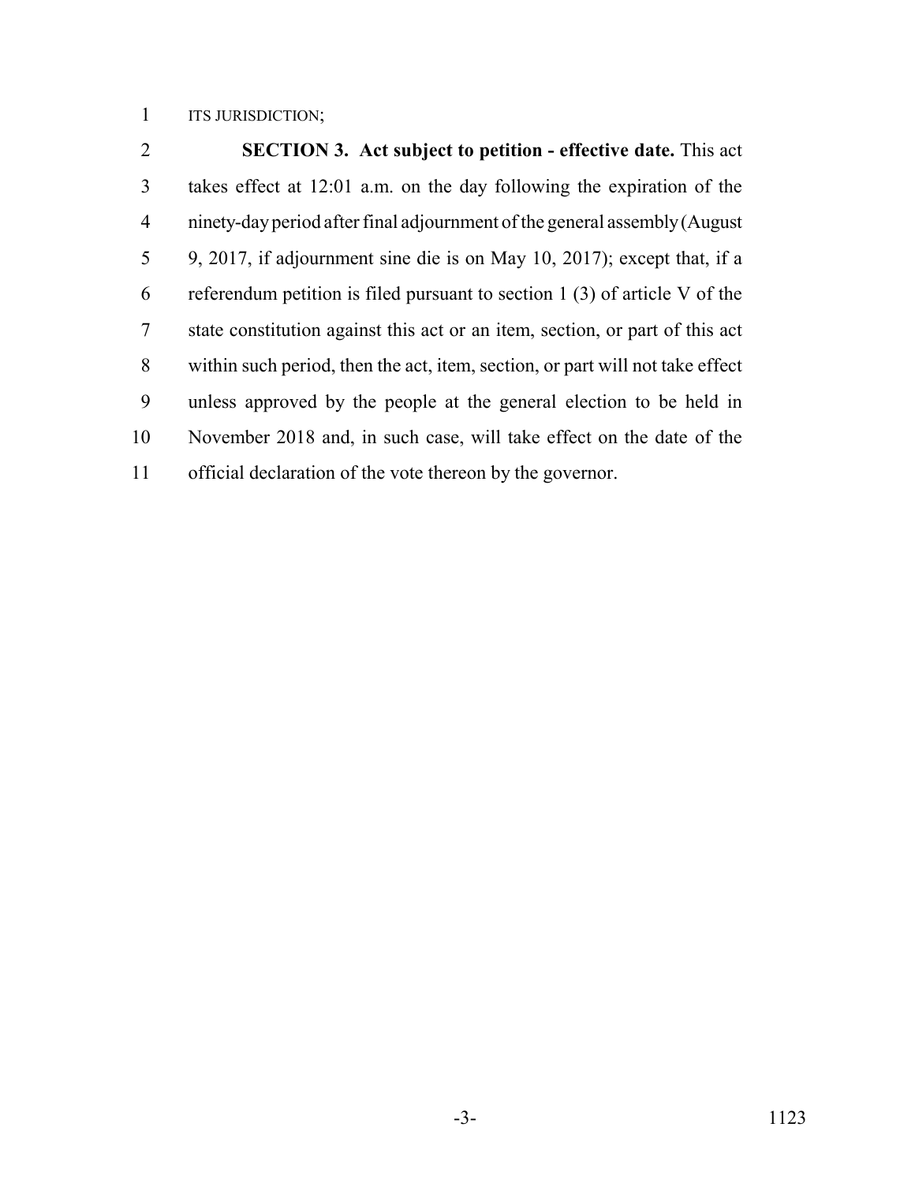ITS JURISDICTION;

**SECTION 3. Act subject to petition - effective date.** This act takes effect at 12:01 a.m. on the day following the expiration of the ninety-day period after final adjournment of the general assembly (August 9, 2017, if adjournment sine die is on May 10, 2017); except that, if a referendum petition is filed pursuant to section 1 (3) of article V of the state constitution against this act or an item, section, or part of this act within such period, then the act, item, section, or part will not take effect unless approved by the people at the general election to be held in November 2018 and, in such case, will take effect on the date of the official declaration of the vote thereon by the governor.